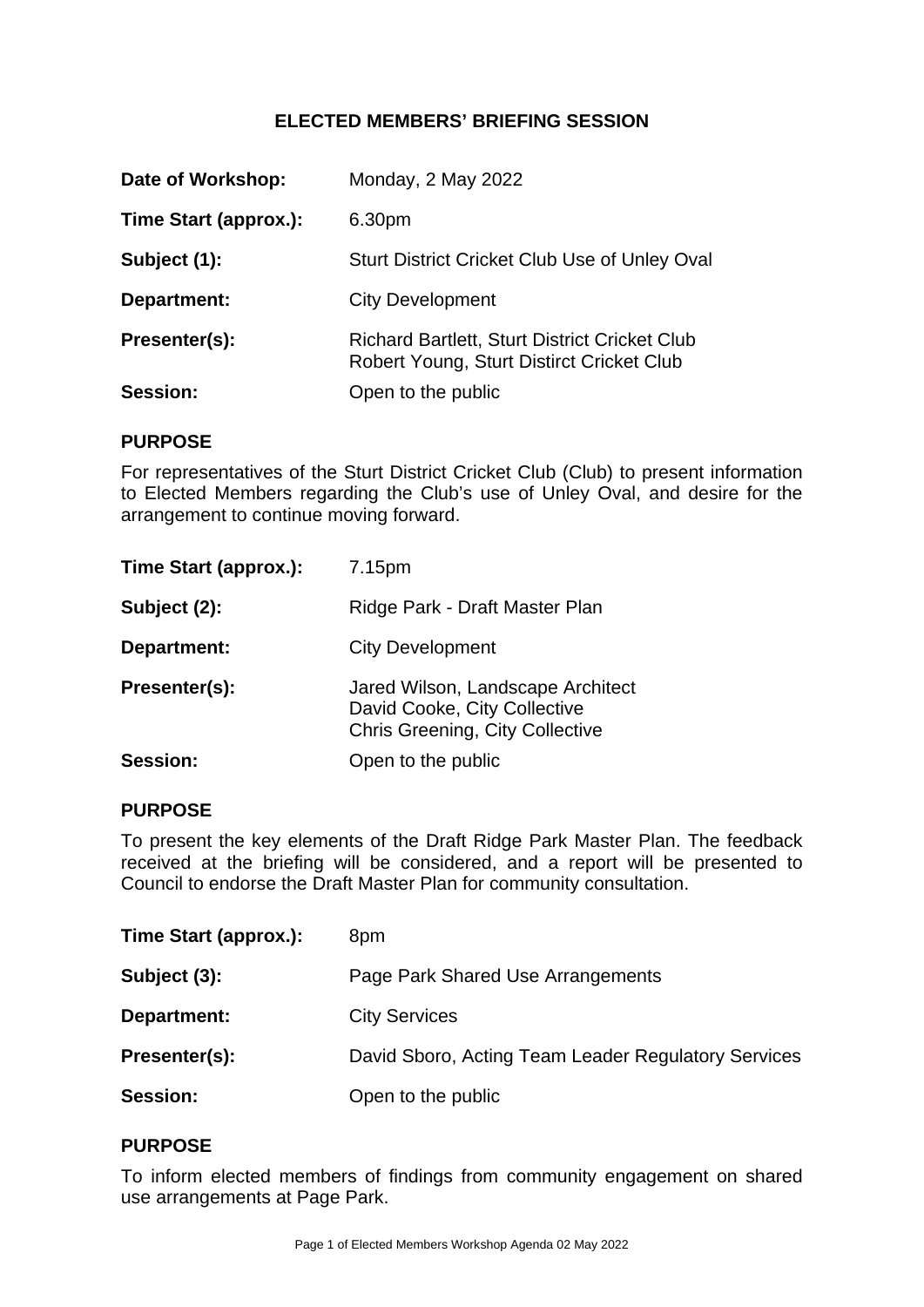# ELECTED MEMBERS' BRIEFING SESSION

**Date of Workshop:** Monday, 2 May 2022

**Time Start (approx.):** 6.30pm

**Subject (1):** Sturt District Cricket Club Use of Unley Oval

**Department:** City Development

**Presenter(s):** Richard Bartlett, Sturt District Cricket Club
Robert Young, Sturt Distirct Cricket Club

**Session:** Open to the public

## PURPOSE

For representatives of the Sturt District Cricket Club (Club) to present information to Elected Members regarding the Club's use of Unley Oval, and desire for the arrangement to continue moving forward.

**Time Start (approx.):** 7.15pm

**Subject (2):** Ridge Park - Draft Master Plan

**Department:** City Development

**Presenter(s):** Jared Wilson, Landscape Architect
David Cooke, City Collective
Chris Greening, City Collective

**Session:** Open to the public

## PURPOSE

To present the key elements of the Draft Ridge Park Master Plan. The feedback received at the briefing will be considered, and a report will be presented to Council to endorse the Draft Master Plan for community consultation.

**Time Start (approx.):** 8pm

**Subject (3):** Page Park Shared Use Arrangements

**Department:** City Services

**Presenter(s):** David Sboro, Acting Team Leader Regulatory Services

**Session:** Open to the public

## PURPOSE

To inform elected members of findings from community engagement on shared use arrangements at Page Park.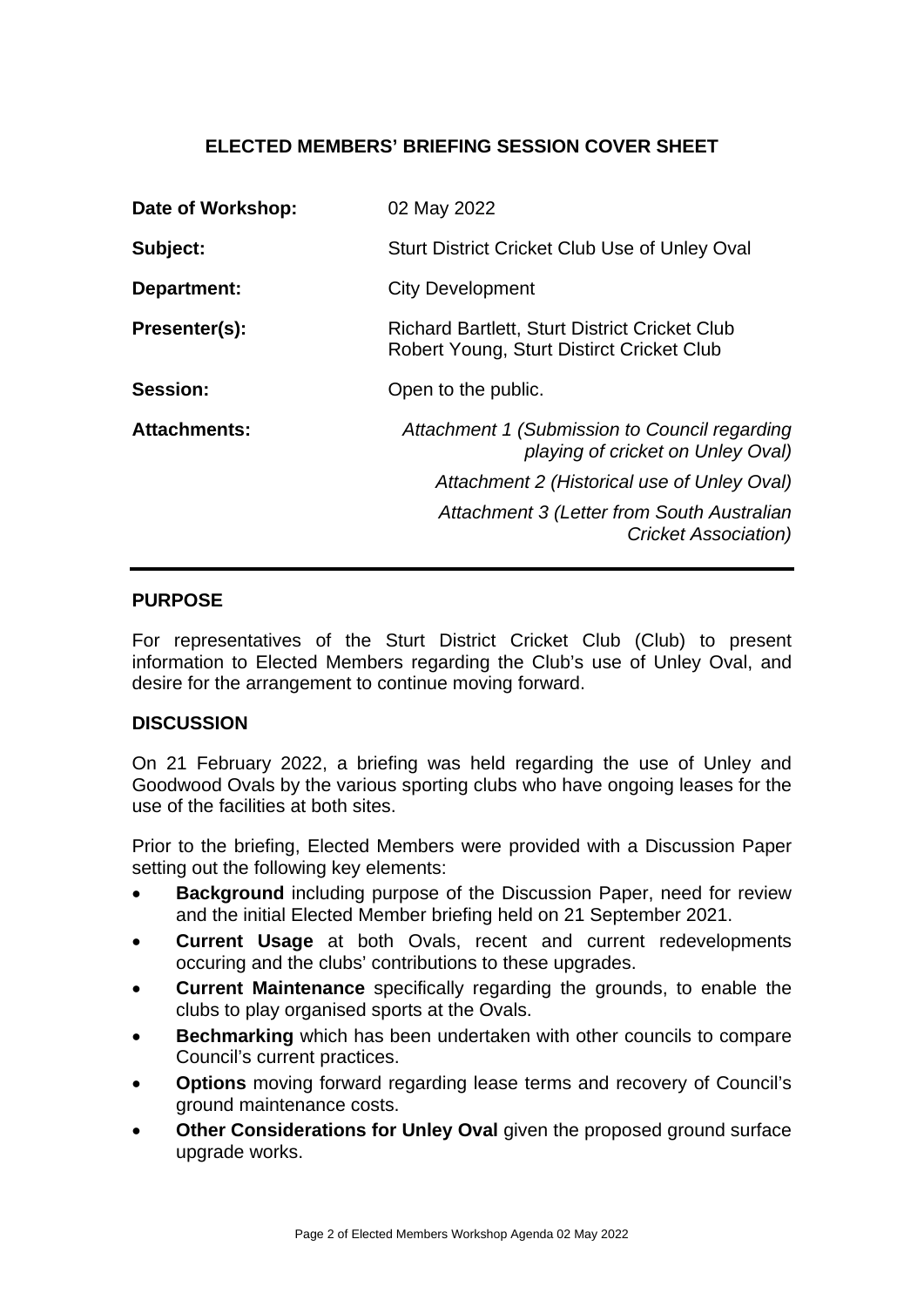## ELECTED MEMBERS' BRIEFING SESSION COVER SHEET

| | |
|---|---|
| **Date of Workshop:** | 02 May 2022 |
| **Subject:** | Sturt District Cricket Club Use of Unley Oval |
| **Department:** | City Development |
| **Presenter(s):** | Richard Bartlett, Sturt District Cricket Club<br>Robert Young, Sturt Distirct Cricket Club |
| **Session:** | Open to the public. |
| **Attachments:** | *Attachment 1 (Submission to Council regarding playing of cricket on Unley Oval)*<br>*Attachment 2 (Historical use of Unley Oval)*<br>*Attachment 3 (Letter from South Australian Cricket Association)* |

### PURPOSE

For representatives of the Sturt District Cricket Club (Club) to present information to Elected Members regarding the Club's use of Unley Oval, and desire for the arrangement to continue moving forward.

### DISCUSSION

On 21 February 2022, a briefing was held regarding the use of Unley and Goodwood Ovals by the various sporting clubs who have ongoing leases for the use of the facilities at both sites.

Prior to the briefing, Elected Members were provided with a Discussion Paper setting out the following key elements:

- **Background** including purpose of the Discussion Paper, need for review and the initial Elected Member briefing held on 21 September 2021.
- **Current Usage** at both Ovals, recent and current redevelopments occuring and the clubs' contributions to these upgrades.
- **Current Maintenance** specifically regarding the grounds, to enable the clubs to play organised sports at the Ovals.
- **Bechmarking** which has been undertaken with other councils to compare Council's current practices.
- **Options** moving forward regarding lease terms and recovery of Council's ground maintenance costs.
- **Other Considerations for Unley Oval** given the proposed ground surface upgrade works.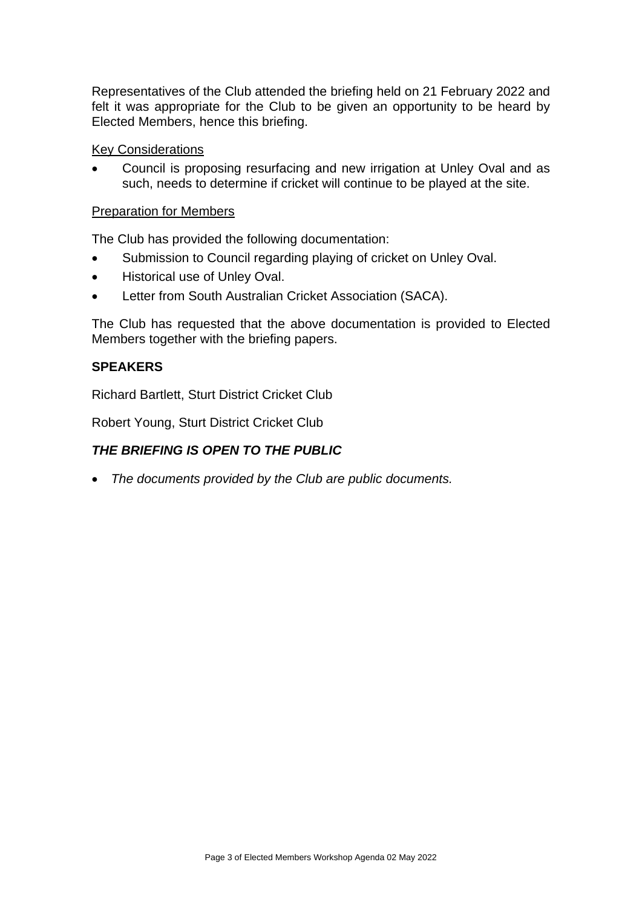Representatives of the Club attended the briefing held on 21 February 2022 and felt it was appropriate for the Club to be given an opportunity to be heard by Elected Members, hence this briefing.

<u>Key Considerations</u>

- Council is proposing resurfacing and new irrigation at Unley Oval and as such, needs to determine if cricket will continue to be played at the site.

<u>Preparation for Members</u>

The Club has provided the following documentation:

- Submission to Council regarding playing of cricket on Unley Oval.
- Historical use of Unley Oval.
- Letter from South Australian Cricket Association (SACA).

The Club has requested that the above documentation is provided to Elected Members together with the briefing papers.

**SPEAKERS**

Richard Bartlett, Sturt District Cricket Club

Robert Young, Sturt District Cricket Club

***THE BRIEFING IS OPEN TO THE PUBLIC***

- *The documents provided by the Club are public documents.*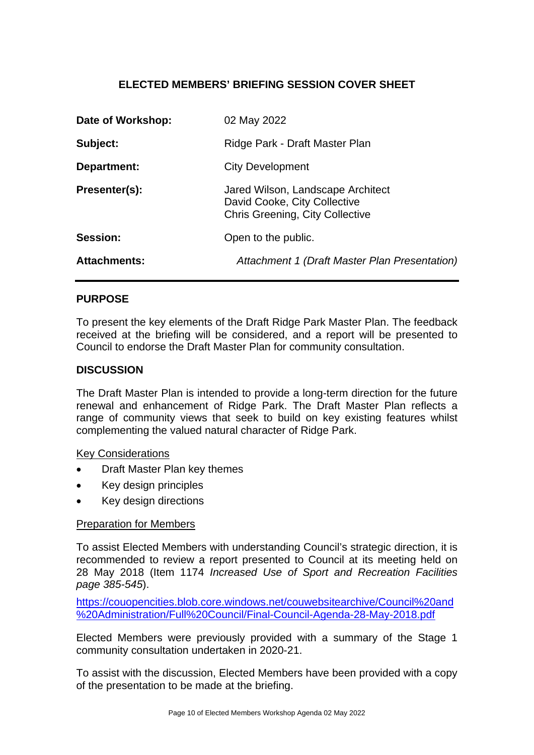## ELECTED MEMBERS' BRIEFING SESSION COVER SHEET

| | |
|---|---|
| **Date of Workshop:** | 02 May 2022 |
| **Subject:** | Ridge Park - Draft Master Plan |
| **Department:** | City Development |
| **Presenter(s):** | Jared Wilson, Landscape Architect<br>David Cooke, City Collective<br>Chris Greening, City Collective |
| **Session:** | Open to the public. |
| **Attachments:** | *Attachment 1 (Draft Master Plan Presentation)* |

### PURPOSE

To present the key elements of the Draft Ridge Park Master Plan. The feedback received at the briefing will be considered, and a report will be presented to Council to endorse the Draft Master Plan for community consultation.

### DISCUSSION

The Draft Master Plan is intended to provide a long-term direction for the future renewal and enhancement of Ridge Park. The Draft Master Plan reflects a range of community views that seek to build on key existing features whilst complementing the valued natural character of Ridge Park.

<u>Key Considerations</u>

- Draft Master Plan key themes
- Key design principles
- Key design directions

<u>Preparation for Members</u>

To assist Elected Members with understanding Council's strategic direction, it is recommended to review a report presented to Council at its meeting held on 28 May 2018 (Item 1174 *Increased Use of Sport and Recreation Facilities page 385-545*).

https://couopencities.blob.core.windows.net/couwebsitearchive/Council%20and%20Administration/Full%20Council/Final-Council-Agenda-28-May-2018.pdf

Elected Members were previously provided with a summary of the Stage 1 community consultation undertaken in 2020-21.

To assist with the discussion, Elected Members have been provided with a copy of the presentation to be made at the briefing.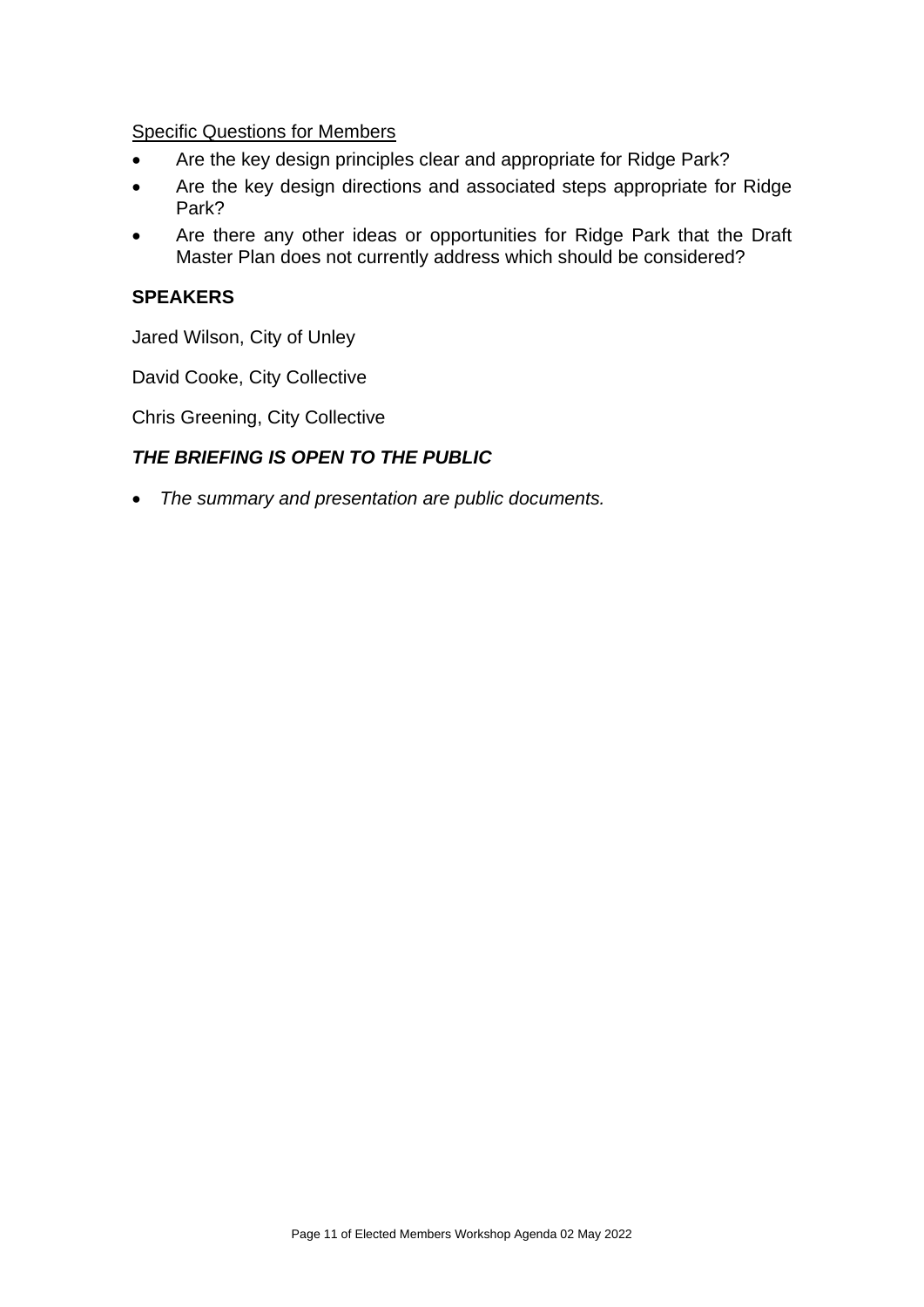<u>Specific Questions for Members</u>

- Are the key design principles clear and appropriate for Ridge Park?
- Are the key design directions and associated steps appropriate for Ridge Park?
- Are there any other ideas or opportunities for Ridge Park that the Draft Master Plan does not currently address which should be considered?

**SPEAKERS**

Jared Wilson, City of Unley

David Cooke, City Collective

Chris Greening, City Collective

***THE BRIEFING IS OPEN TO THE PUBLIC***

- *The summary and presentation are public documents.*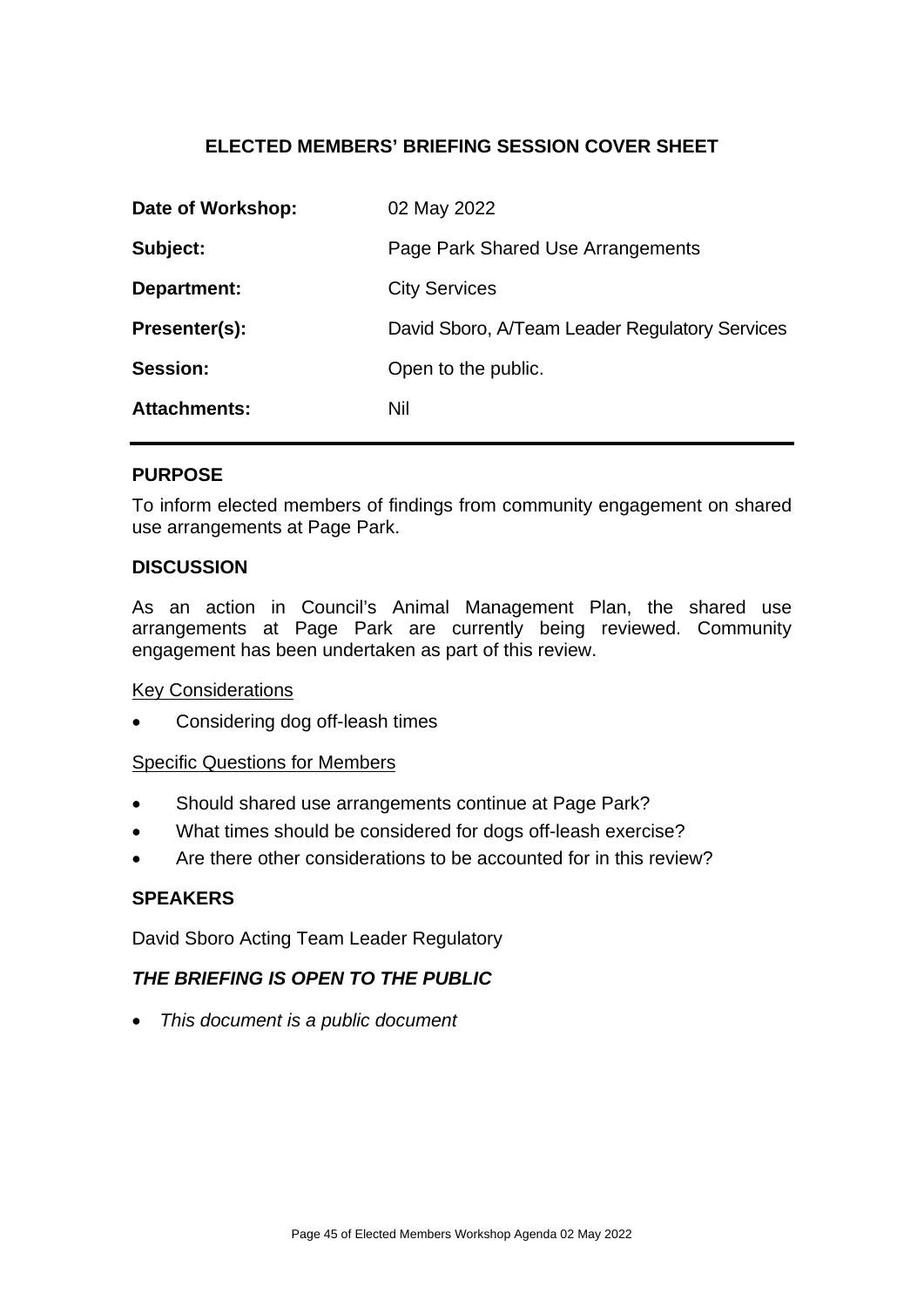# ELECTED MEMBERS' BRIEFING SESSION COVER SHEET

| | |
|---|---|
| **Date of Workshop:** | 02 May 2022 |
| **Subject:** | Page Park Shared Use Arrangements |
| **Department:** | City Services |
| **Presenter(s):** | David Sboro, A/Team Leader Regulatory Services |
| **Session:** | Open to the public. |
| **Attachments:** | Nil |

## PURPOSE

To inform elected members of findings from community engagement on shared use arrangements at Page Park.

## DISCUSSION

As an action in Council's Animal Management Plan, the shared use arrangements at Page Park are currently being reviewed. Community engagement has been undertaken as part of this review.

Key Considerations

- Considering dog off-leash times

Specific Questions for Members

- Should shared use arrangements continue at Page Park?
- What times should be considered for dogs off-leash exercise?
- Are there other considerations to be accounted for in this review?

## SPEAKERS

David Sboro Acting Team Leader Regulatory

### *THE BRIEFING IS OPEN TO THE PUBLIC*

- *This document is a public document*